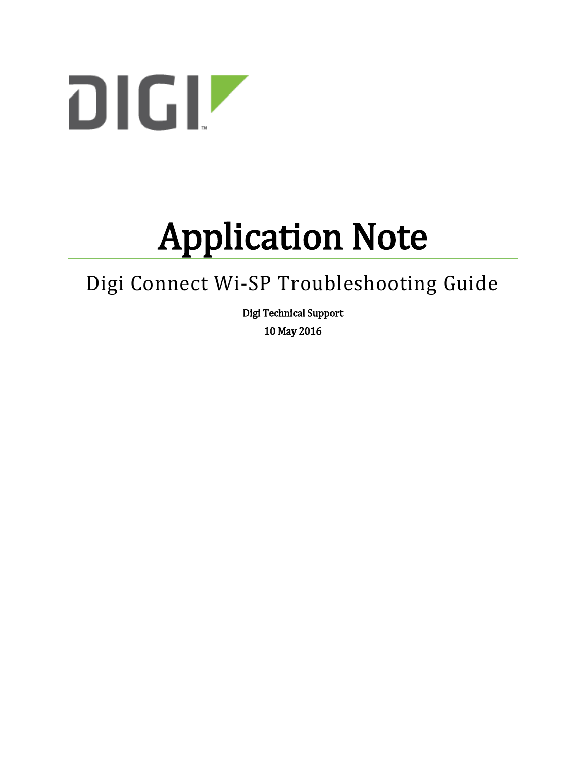# Application Note

## Digi Connect Wi-SP Troubleshooting Guide

**Digi Technical Support**

**10 May 2016**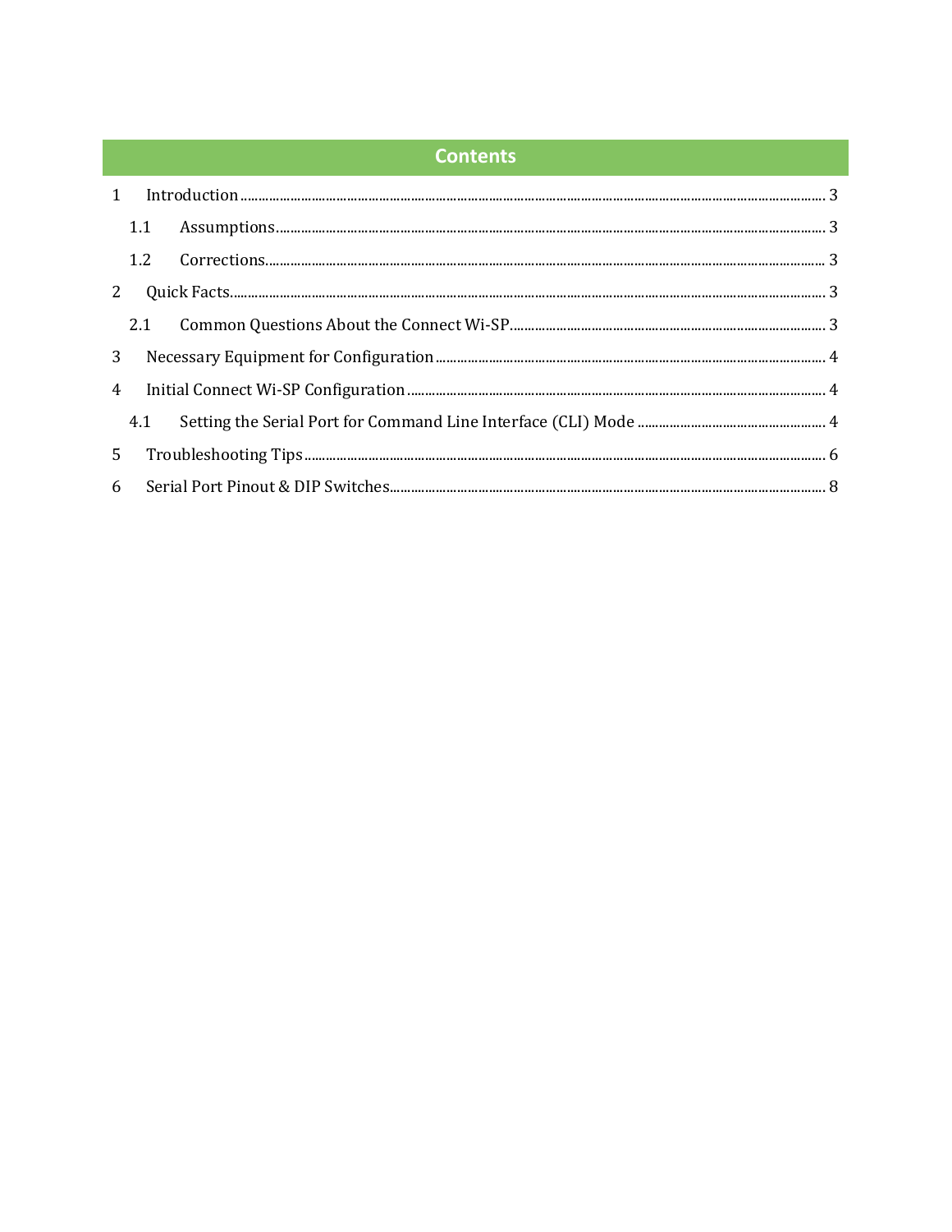# Contents

1 Introduction ........ 3

- 1.1 Assumptions ........ 3
- 1.2 Corrections ........ 3

2 Quick Facts ........ 3

- 2.1 Common Questions About the Connect Wi-SP ........ 3

3 Necessary Equipment for Configuration ........ 4

4 Initial Connect Wi-SP Configuration ........ 4

- 4.1 Setting the Serial Port for Command Line Interface (CLI) Mode ........ 4

5 Troubleshooting Tips ........ 6

6 Serial Port Pinout & DIP Switches ........ 8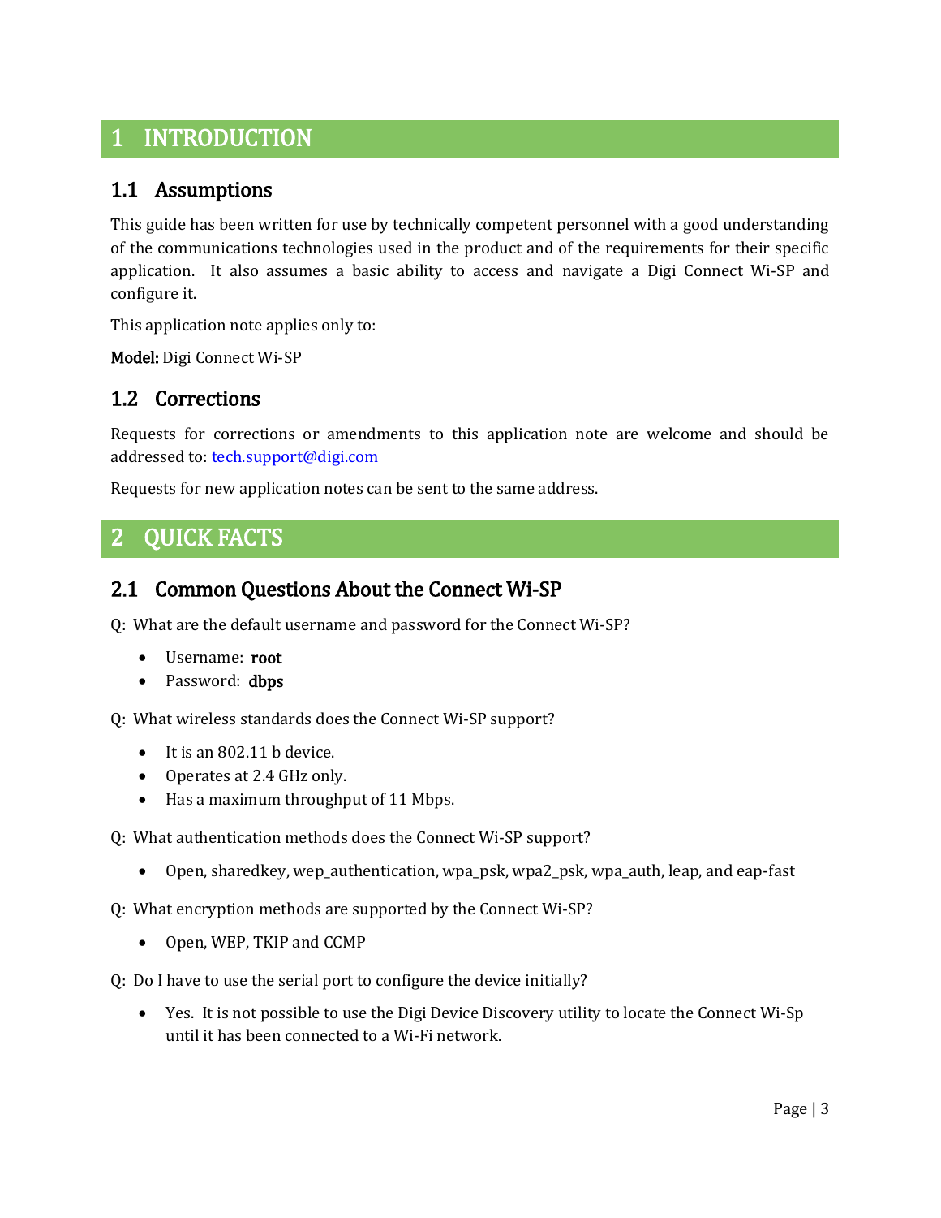# 1 INTRODUCTION

## 1.1 Assumptions

This guide has been written for use by technically competent personnel with a good understanding of the communications technologies used in the product and of the requirements for their specific application. It also assumes a basic ability to access and navigate a Digi Connect Wi-SP and configure it.

This application note applies only to:

**Model:** Digi Connect Wi-SP

## 1.2 Corrections

Requests for corrections or amendments to this application note are welcome and should be addressed to: [tech.support@digi.com](mailto:tech.support@digi.com)

Requests for new application notes can be sent to the same address.

# 2 QUICK FACTS

## 2.1 Common Questions About the Connect Wi-SP

Q: What are the default username and password for the Connect Wi-SP?

- Username: **root**
- Password: **dbps**

Q: What wireless standards does the Connect Wi-SP support?

- It is an 802.11 b device.
- Operates at 2.4 GHz only.
- Has a maximum throughput of 11 Mbps.

Q: What authentication methods does the Connect Wi-SP support?

- Open, sharedkey, wep_authentication, wpa_psk, wpa2_psk, wpa_auth, leap, and eap-fast

Q: What encryption methods are supported by the Connect Wi-SP?

- Open, WEP, TKIP and CCMP

Q: Do I have to use the serial port to configure the device initially?

- Yes. It is not possible to use the Digi Device Discovery utility to locate the Connect Wi-Sp until it has been connected to a Wi-Fi network.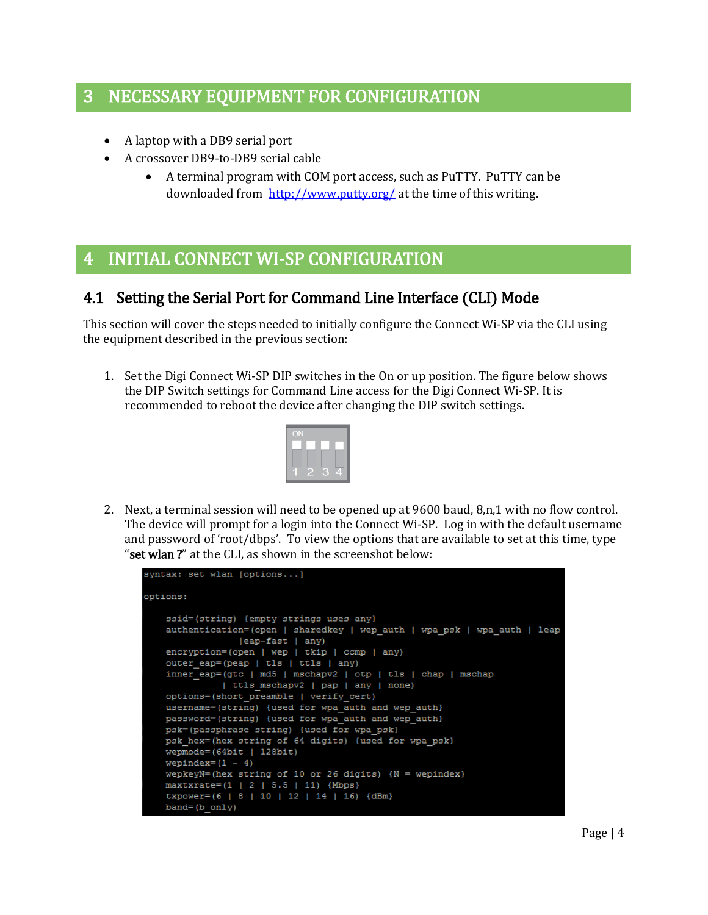# 3 NECESSARY EQUIPMENT FOR CONFIGURATION

- A laptop with a DB9 serial port
- A crossover DB9-to-DB9 serial cable
  - A terminal program with COM port access, such as PuTTY. PuTTY can be downloaded from [http://www.putty.org/](http://www.putty.org/) at the time of this writing.

# 4 INITIAL CONNECT WI-SP CONFIGURATION

## 4.1 Setting the Serial Port for Command Line Interface (CLI) Mode

This section will cover the steps needed to initially configure the Connect Wi-SP via the CLI using the equipment described in the previous section:

1. Set the Digi Connect Wi-SP DIP switches in the On or up position. The figure below shows the DIP Switch settings for Command Line access for the Digi Connect Wi-SP. It is recommended to reboot the device after changing the DIP switch settings.

2. Next, a terminal session will need to be opened up at 9600 baud, 8,n,1 with no flow control. The device will prompt for a login into the Connect Wi-SP. Log in with the default username and password of 'root/dbps'. To view the options that are available to set at this time, type "**set wlan ?**" at the CLI, as shown in the screenshot below:

```
syntax: set wlan [options...]

options:

    ssid=(string) {empty strings uses any}
    authentication=(open | sharedkey | wep_auth | wpa_psk | wpa_auth | leap
                  |eap-fast | any)
    encryption=(open | wep | tkip | ccmp | any)
    outer_eap=(peap | tls | ttls | any)
    inner_eap=(gtc | md5 | mschapv2 | otp | tls | chap | mschap
              | ttls_mschapv2 | pap | any | none)
    options=(short_preamble | verify_cert)
    username=(string) {used for wpa_auth and wep_auth}
    password=(string) {used for wpa_auth and wep_auth}
    psk=(passphrase string) {used for wpa_psk}
    psk_hex=(hex string of 64 digits) {used for wpa_psk}
    wepmode=(64bit | 128bit)
    wepindex=(1 - 4)
    wepkeyN=(hex string of 10 or 26 digits) {N = wepindex}
    maxtxrate=(1 | 2 | 5.5 | 11) {Mbps}
    txpower=(6 | 8 | 10 | 12 | 14 | 16) {dBm}
    band=(b_only)
```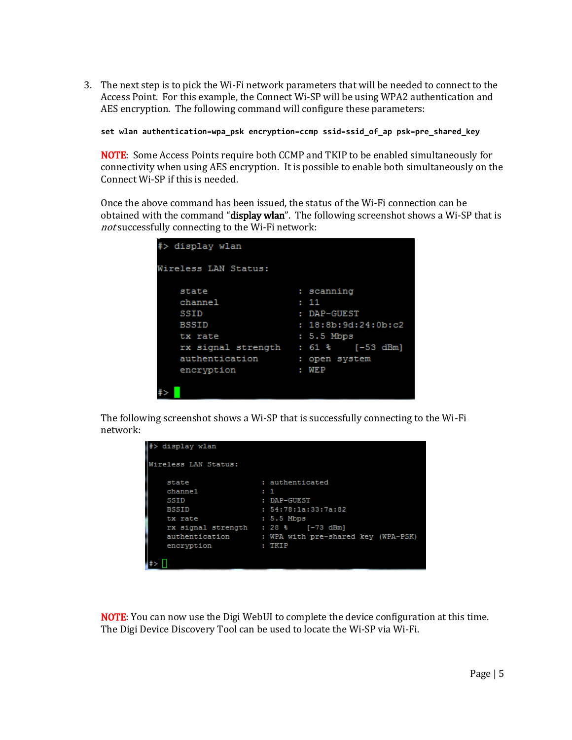3. The next step is to pick the Wi-Fi network parameters that will be needed to connect to the Access Point. For this example, the Connect Wi-SP will be using WPA2 authentication and AES encryption. The following command will configure these parameters:

   ```
   set wlan authentication=wpa_psk encryption=ccmp ssid=ssid_of_ap psk=pre_shared_key
   ```

   **NOTE**: Some Access Points require both CCMP and TKIP to be enabled simultaneously for connectivity when using AES encryption. It is possible to enable both simultaneously on the Connect Wi-SP if this is needed.

   Once the above command has been issued, the status of the Wi-Fi connection can be obtained with the command "**display wlan**". The following screenshot shows a Wi-SP that is *not* successfully connecting to the Wi-Fi network:

   ```
   #> display wlan

   Wireless LAN Status:

       state                    : scanning
       channel                  : 11
       SSID                     : DAP-GUEST
       BSSID                    : 18:8b:9d:24:0b:c2
       tx rate                  : 5.5 Mbps
       rx signal strength       : 61 %     [-53 dBm]
       authentication           : open system
       encryption               : WEP

   #>
   ```

   The following screenshot shows a Wi-SP that is successfully connecting to the Wi-Fi network:

   ```
   #> display wlan

   Wireless LAN Status:

       state                    : authenticated
       channel                  : 1
       SSID                     : DAP-GUEST
       BSSID                    : 54:78:1a:33:7a:82
       tx rate                  : 5.5 Mbps
       rx signal strength       : 28 %     [-73 dBm]
       authentication           : WPA with pre-shared key (WPA-PSK)
       encryption               : TKIP

   #>
   ```

   **NOTE**: You can now use the Digi WebUI to complete the device configuration at this time. The Digi Device Discovery Tool can be used to locate the Wi-SP via Wi-Fi.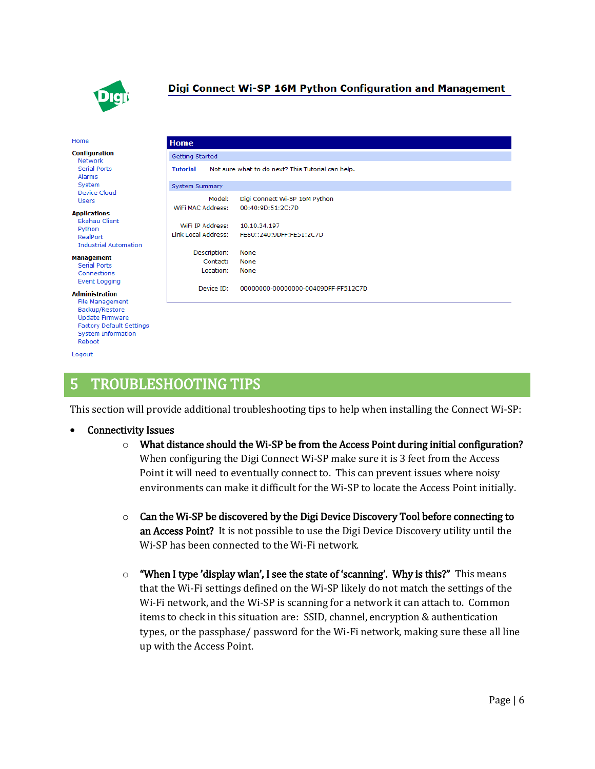**Digi Connect Wi-SP 16M Python Configuration and Management**

Home

**Configuration**
- Network
- Serial Ports
- Alarms
- System
- Device Cloud
- Users

**Applications**
- Ekahau Client
- Python
- RealPort
- Industrial Automation

**Management**
- Serial Ports
- Connections
- Event Logging

**Administration**
- File Management
- Backup/Restore
- Update Firmware
- Factory Default Settings
- System Information
- Reboot

Logout

**Home**

Getting Started

**Tutorial** Not sure what to do next? This Tutorial can help.

System Summary

| | |
|---|---|
| Model: | Digi Connect Wi-SP 16M Python |
| WiFi MAC Address: | 00:40:9D:51:2C:7D |
| WiFi IP Address: | 10.10.34.197 |
| Link Local Address: | FE80::240:9DFF:FE51:2C7D |
| Description: | None |
| Contact: | None |
| Location: | None |
| Device ID: | 00000000-00000000-00409DFF-FF512C7D |

# 5 TROUBLESHOOTING TIPS

This section will provide additional troubleshooting tips to help when installing the Connect Wi-SP:

- **Connectivity Issues**
  - **What distance should the Wi-SP be from the Access Point during initial configuration?** When configuring the Digi Connect Wi-SP make sure it is 3 feet from the Access Point it will need to eventually connect to. This can prevent issues where noisy environments can make it difficult for the Wi-SP to locate the Access Point initially.
  - **Can the Wi-SP be discovered by the Digi Device Discovery Tool before connecting to an Access Point?** It is not possible to use the Digi Device Discovery utility until the Wi-SP has been connected to the Wi-Fi network.
  - **"When I type 'display wlan', I see the state of 'scanning'. Why is this?"** This means that the Wi-Fi settings defined on the Wi-SP likely do not match the settings of the Wi-Fi network, and the Wi-SP is scanning for a network it can attach to. Common items to check in this situation are: SSID, channel, encryption & authentication types, or the passphase/ password for the Wi-Fi network, making sure these all line up with the Access Point.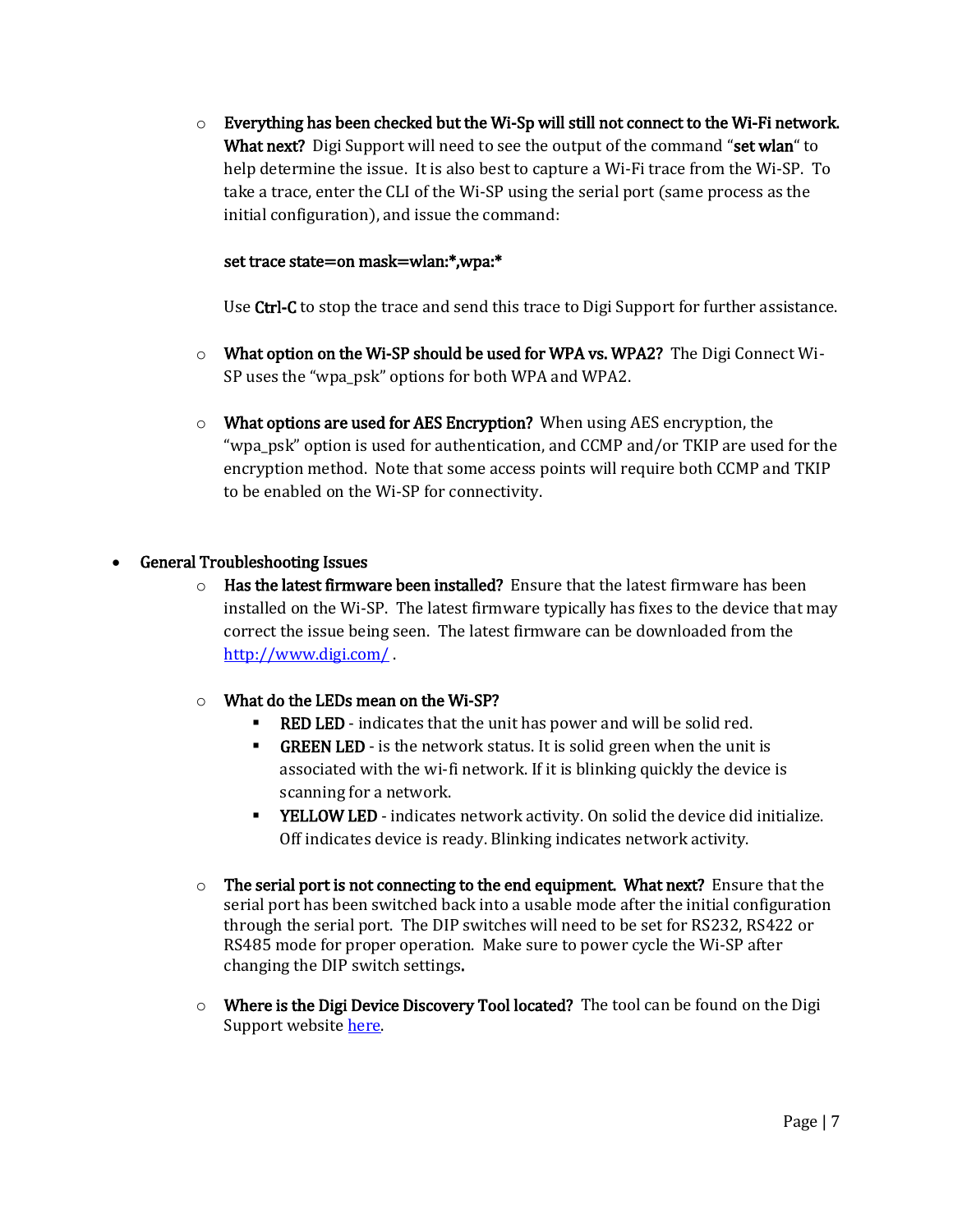- **Everything has been checked but the Wi-Sp will still not connect to the Wi-Fi network. What next?** Digi Support will need to see the output of the command "**set wlan**" to help determine the issue. It is also best to capture a Wi-Fi trace from the Wi-SP. To take a trace, enter the CLI of the Wi-SP using the serial port (same process as the initial configuration), and issue the command:

  **set trace state=on mask=wlan:*,wpa:***

  Use **Ctrl-C** to stop the trace and send this trace to Digi Support for further assistance.

- **What option on the Wi-SP should be used for WPA vs. WPA2?** The Digi Connect Wi-SP uses the "wpa_psk" options for both WPA and WPA2.

- **What options are used for AES Encryption?** When using AES encryption, the "wpa_psk" option is used for authentication, and CCMP and/or TKIP are used for the encryption method. Note that some access points will require both CCMP and TKIP to be enabled on the Wi-SP for connectivity.

- General Troubleshooting Issues
  - **Has the latest firmware been installed?** Ensure that the latest firmware has been installed on the Wi-SP. The latest firmware typically has fixes to the device that may correct the issue being seen. The latest firmware can be downloaded from the [http://www.digi.com/](http://www.digi.com/) .

  - **What do the LEDs mean on the Wi-SP?**
    - **RED LED** - indicates that the unit has power and will be solid red.
    - **GREEN LED** - is the network status. It is solid green when the unit is associated with the wi-fi network. If it is blinking quickly the device is scanning for a network.
    - **YELLOW LED** - indicates network activity. On solid the device did initialize. Off indicates device is ready. Blinking indicates network activity.

  - **The serial port is not connecting to the end equipment. What next?** Ensure that the serial port has been switched back into a usable mode after the initial configuration through the serial port. The DIP switches will need to be set for RS232, RS422 or RS485 mode for proper operation. Make sure to power cycle the Wi-SP after changing the DIP switch settings**.**

  - **Where is the Digi Device Discovery Tool located?** The tool can be found on the Digi Support website here.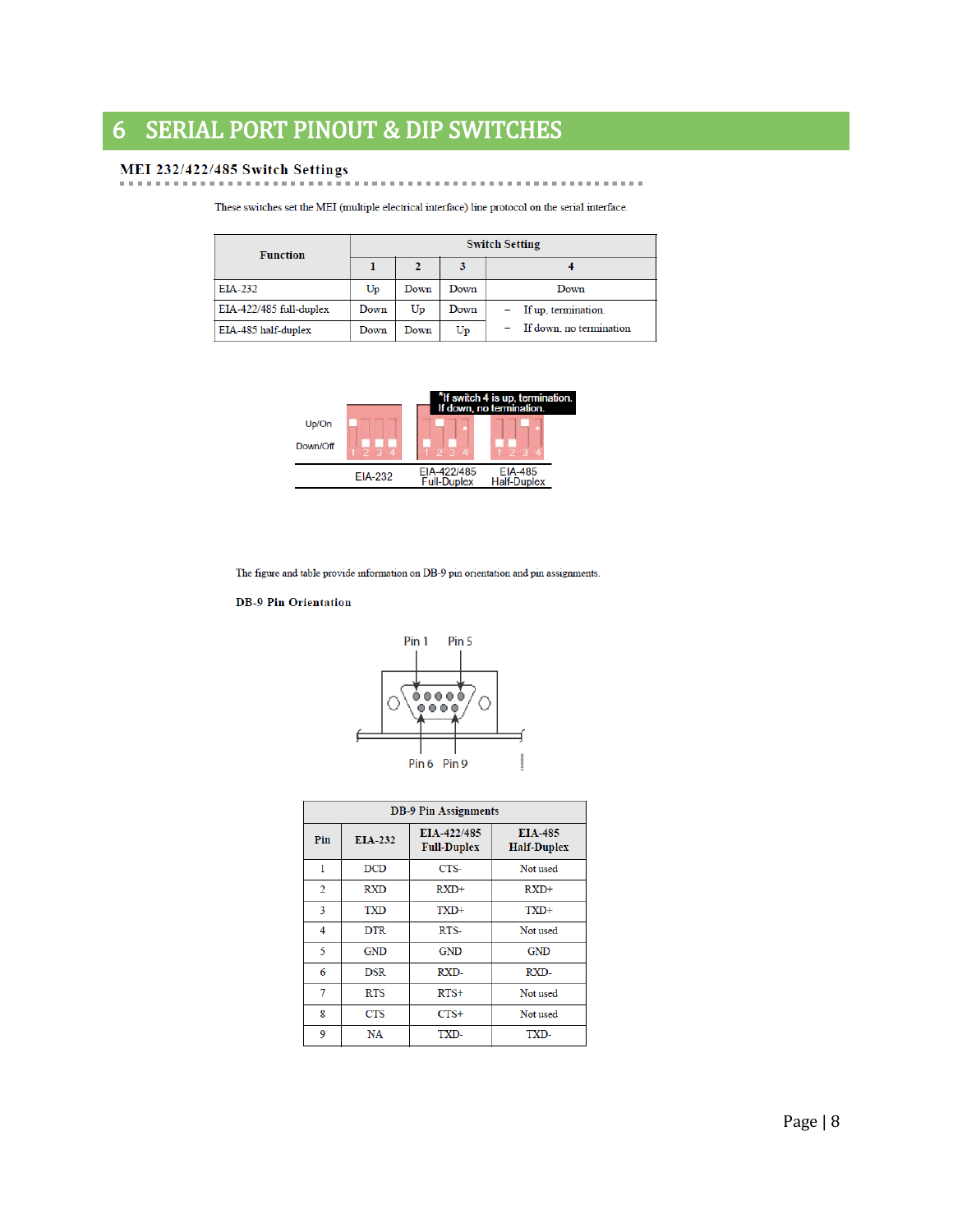# 6 SERIAL PORT PINOUT & DIP SWITCHES

## MEI 232/422/485 Switch Settings

These switches set the MEI (multiple electrical interface) line protocol on the serial interface.

| Function | Switch Setting | | | |
|---|---|---|---|---|
| | 1 | 2 | 3 | 4 |
| EIA-232 | Up | Down | Down | Down |
| EIA-422/485 full-duplex | Down | Up | Down | – If up, termination. |
| EIA-485 half-duplex | Down | Down | Up | – If down, no termination |

*If switch 4 is up, termination.
If down, no termination.

Up/On

Down/Off

1 2 3 4

EIA-232

EIA-422/485
Full-Duplex

EIA-485
Half-Duplex

The figure and table provide information on DB-9 pin orientation and pin assignments.

### DB-9 Pin Orientation

Pin 1

Pin 5

Pin 6

Pin 9

| DB-9 Pin Assignments | | | |
|---|---|---|---|
| Pin | EIA-232 | EIA-422/485 Full-Duplex | EIA-485 Half-Duplex |
| 1 | DCD | CTS- | Not used |
| 2 | RXD | RXD+ | RXD+ |
| 3 | TXD | TXD+ | TXD+ |
| 4 | DTR | RTS- | Not used |
| 5 | GND | GND | GND |
| 6 | DSR | RXD- | RXD- |
| 7 | RTS | RTS+ | Not used |
| 8 | CTS | CTS+ | Not used |
| 9 | NA | TXD- | TXD- |